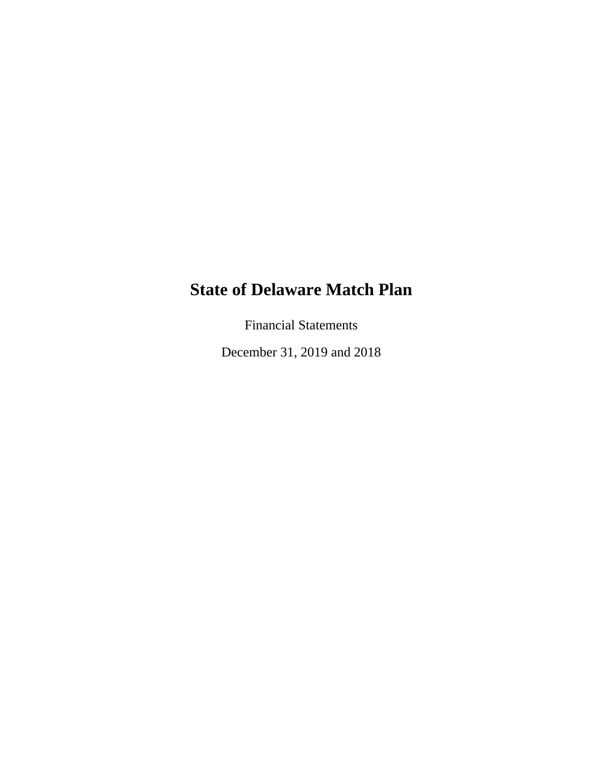# State of Delaware Match Plan

Financial Statements

December 31, 2019 and 2018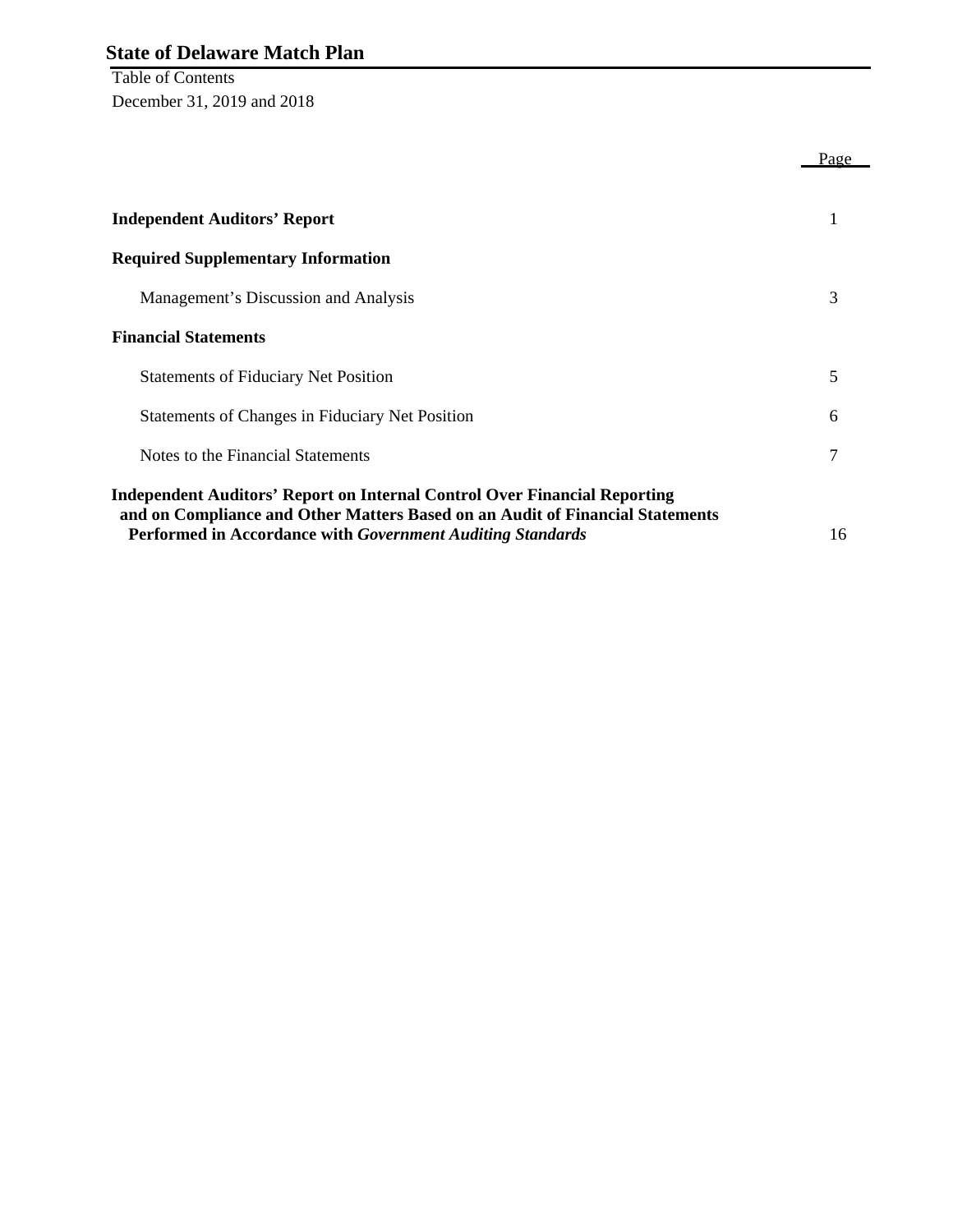# State of Delaware Match Plan

Table of Contents
December 31, 2019 and 2018

| | Page |
|---|---|
| **Independent Auditors' Report** | 1 |
| **Required Supplementary Information** | |
| Management's Discussion and Analysis | 3 |
| **Financial Statements** | |
| Statements of Fiduciary Net Position | 5 |
| Statements of Changes in Fiduciary Net Position | 6 |
| Notes to the Financial Statements | 7 |
| **Independent Auditors' Report on Internal Control Over Financial Reporting and on Compliance and Other Matters Based on an Audit of Financial Statements Performed in Accordance with *Government Auditing Standards*** | 16 |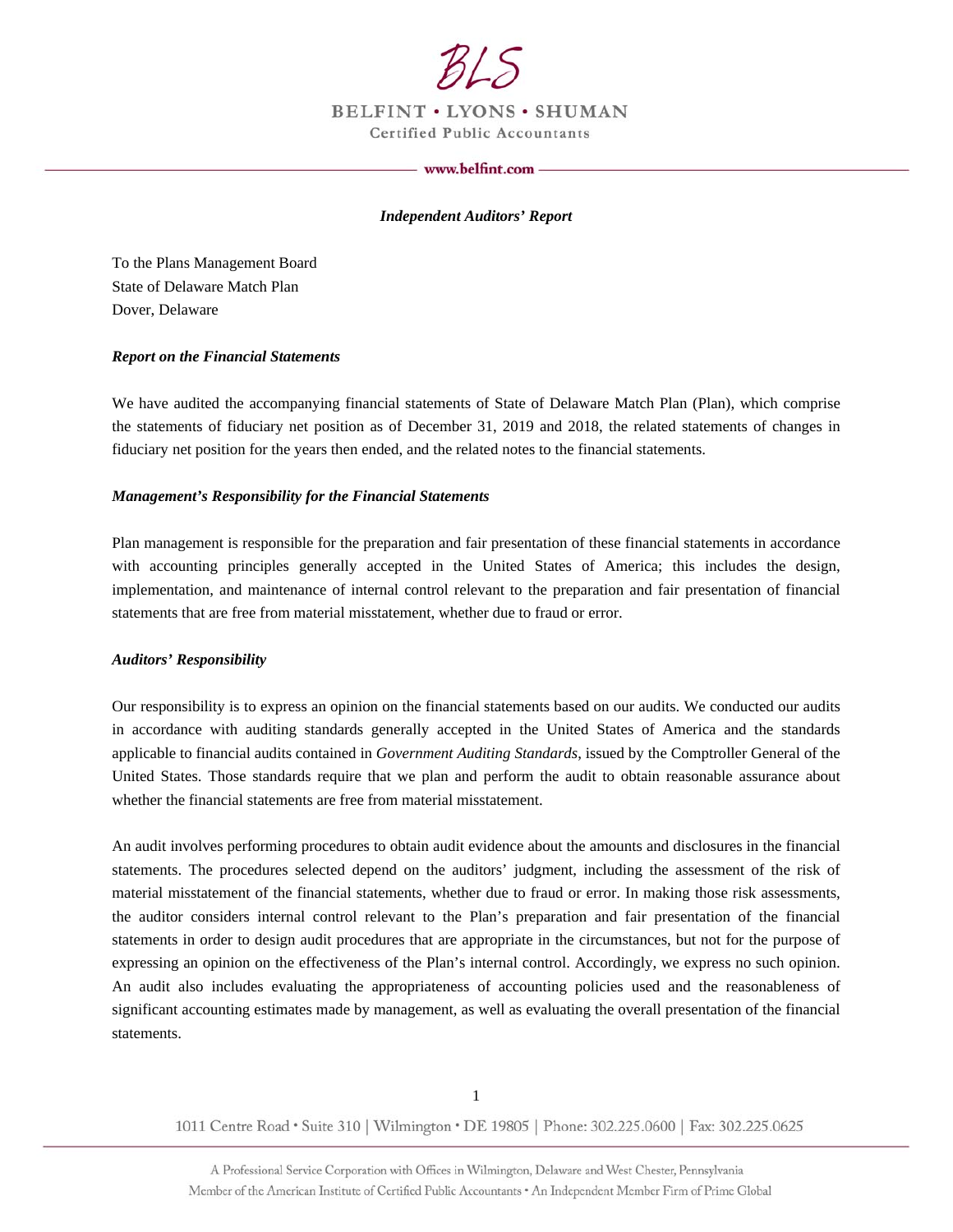BLS

BELFINT • LYONS • SHUMAN

Certified Public Accountants

www.belfint.com

***Independent Auditors' Report***

To the Plans Management Board
State of Delaware Match Plan
Dover, Delaware

***Report on the Financial Statements***

We have audited the accompanying financial statements of State of Delaware Match Plan (Plan), which comprise the statements of fiduciary net position as of December 31, 2019 and 2018, the related statements of changes in fiduciary net position for the years then ended, and the related notes to the financial statements.

***Management's Responsibility for the Financial Statements***

Plan management is responsible for the preparation and fair presentation of these financial statements in accordance with accounting principles generally accepted in the United States of America; this includes the design, implementation, and maintenance of internal control relevant to the preparation and fair presentation of financial statements that are free from material misstatement, whether due to fraud or error.

***Auditors' Responsibility***

Our responsibility is to express an opinion on the financial statements based on our audits. We conducted our audits in accordance with auditing standards generally accepted in the United States of America and the standards applicable to financial audits contained in *Government Auditing Standards*, issued by the Comptroller General of the United States. Those standards require that we plan and perform the audit to obtain reasonable assurance about whether the financial statements are free from material misstatement.

An audit involves performing procedures to obtain audit evidence about the amounts and disclosures in the financial statements. The procedures selected depend on the auditors' judgment, including the assessment of the risk of material misstatement of the financial statements, whether due to fraud or error. In making those risk assessments, the auditor considers internal control relevant to the Plan's preparation and fair presentation of the financial statements in order to design audit procedures that are appropriate in the circumstances, but not for the purpose of expressing an opinion on the effectiveness of the Plan's internal control. Accordingly, we express no such opinion. An audit also includes evaluating the appropriateness of accounting policies used and the reasonableness of significant accounting estimates made by management, as well as evaluating the overall presentation of the financial statements.

1011 Centre Road • Suite 310 | Wilmington • DE 19805 | Phone: 302.225.0600 | Fax: 302.225.0625

A Professional Service Corporation with Offices in Wilmington, Delaware and West Chester, Pennsylvania
Member of the American Institute of Certified Public Accountants • An Independent Member Firm of Prime Global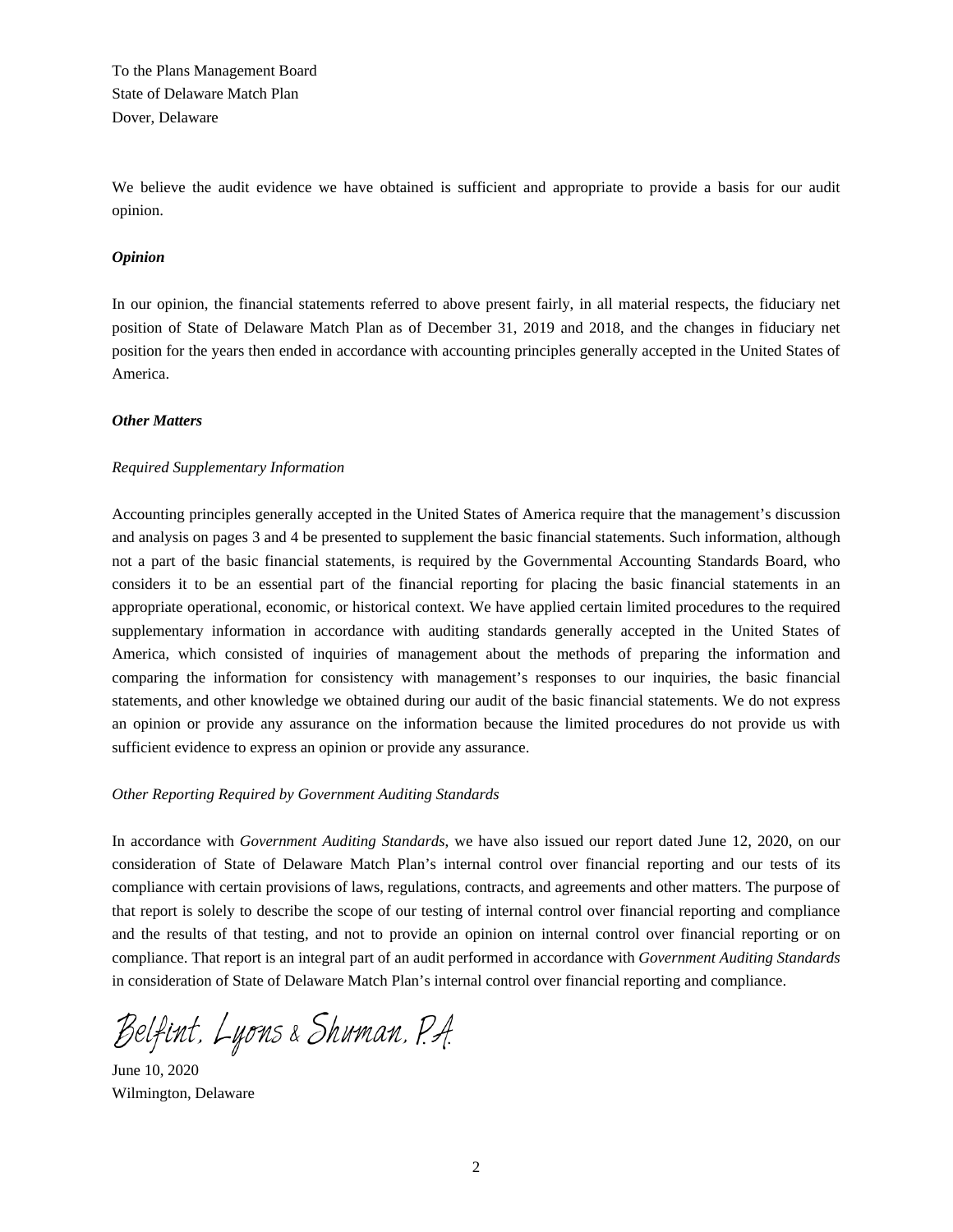To the Plans Management Board
State of Delaware Match Plan
Dover, Delaware

We believe the audit evidence we have obtained is sufficient and appropriate to provide a basis for our audit opinion.

***Opinion***

In our opinion, the financial statements referred to above present fairly, in all material respects, the fiduciary net position of State of Delaware Match Plan as of December 31, 2019 and 2018, and the changes in fiduciary net position for the years then ended in accordance with accounting principles generally accepted in the United States of America.

***Other Matters***

*Required Supplementary Information*

Accounting principles generally accepted in the United States of America require that the management's discussion and analysis on pages 3 and 4 be presented to supplement the basic financial statements. Such information, although not a part of the basic financial statements, is required by the Governmental Accounting Standards Board, who considers it to be an essential part of the financial reporting for placing the basic financial statements in an appropriate operational, economic, or historical context. We have applied certain limited procedures to the required supplementary information in accordance with auditing standards generally accepted in the United States of America, which consisted of inquiries of management about the methods of preparing the information and comparing the information for consistency with management's responses to our inquiries, the basic financial statements, and other knowledge we obtained during our audit of the basic financial statements. We do not express an opinion or provide any assurance on the information because the limited procedures do not provide us with sufficient evidence to express an opinion or provide any assurance.

*Other Reporting Required by Government Auditing Standards*

In accordance with *Government Auditing Standards*, we have also issued our report dated June 12, 2020, on our consideration of State of Delaware Match Plan's internal control over financial reporting and our tests of its compliance with certain provisions of laws, regulations, contracts, and agreements and other matters. The purpose of that report is solely to describe the scope of our testing of internal control over financial reporting and compliance and the results of that testing, and not to provide an opinion on internal control over financial reporting or on compliance. That report is an integral part of an audit performed in accordance with *Government Auditing Standards* in consideration of State of Delaware Match Plan's internal control over financial reporting and compliance.

Belfint, Lyons & Shuman, P.A.

June 10, 2020
Wilmington, Delaware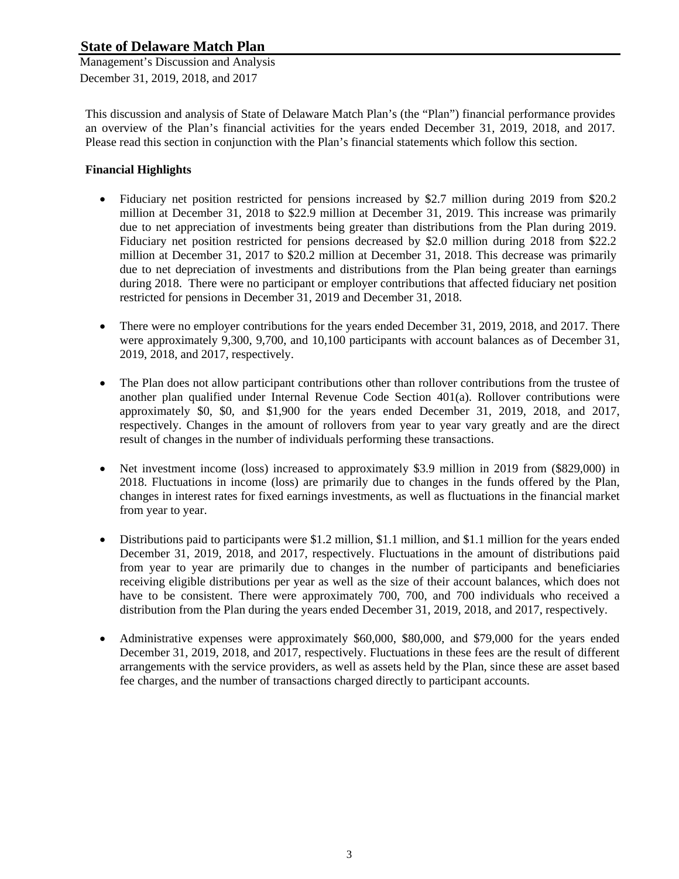# State of Delaware Match Plan

Management's Discussion and Analysis

December 31, 2019, 2018, and 2017

This discussion and analysis of State of Delaware Match Plan's (the "Plan") financial performance provides an overview of the Plan's financial activities for the years ended December 31, 2019, 2018, and 2017. Please read this section in conjunction with the Plan's financial statements which follow this section.

**Financial Highlights**

- Fiduciary net position restricted for pensions increased by $2.7 million during 2019 from $20.2 million at December 31, 2018 to $22.9 million at December 31, 2019. This increase was primarily due to net appreciation of investments being greater than distributions from the Plan during 2019. Fiduciary net position restricted for pensions decreased by $2.0 million during 2018 from $22.2 million at December 31, 2017 to $20.2 million at December 31, 2018. This decrease was primarily due to net depreciation of investments and distributions from the Plan being greater than earnings during 2018. There were no participant or employer contributions that affected fiduciary net position restricted for pensions in December 31, 2019 and December 31, 2018.

- There were no employer contributions for the years ended December 31, 2019, 2018, and 2017. There were approximately 9,300, 9,700, and 10,100 participants with account balances as of December 31, 2019, 2018, and 2017, respectively.

- The Plan does not allow participant contributions other than rollover contributions from the trustee of another plan qualified under Internal Revenue Code Section 401(a). Rollover contributions were approximately $0, $0, and $1,900 for the years ended December 31, 2019, 2018, and 2017, respectively. Changes in the amount of rollovers from year to year vary greatly and are the direct result of changes in the number of individuals performing these transactions.

- Net investment income (loss) increased to approximately $3.9 million in 2019 from ($829,000) in 2018. Fluctuations in income (loss) are primarily due to changes in the funds offered by the Plan, changes in interest rates for fixed earnings investments, as well as fluctuations in the financial market from year to year.

- Distributions paid to participants were $1.2 million, $1.1 million, and $1.1 million for the years ended December 31, 2019, 2018, and 2017, respectively. Fluctuations in the amount of distributions paid from year to year are primarily due to changes in the number of participants and beneficiaries receiving eligible distributions per year as well as the size of their account balances, which does not have to be consistent. There were approximately 700, 700, and 700 individuals who received a distribution from the Plan during the years ended December 31, 2019, 2018, and 2017, respectively.

- Administrative expenses were approximately $60,000, $80,000, and $79,000 for the years ended December 31, 2019, 2018, and 2017, respectively. Fluctuations in these fees are the result of different arrangements with the service providers, as well as assets held by the Plan, since these are asset based fee charges, and the number of transactions charged directly to participant accounts.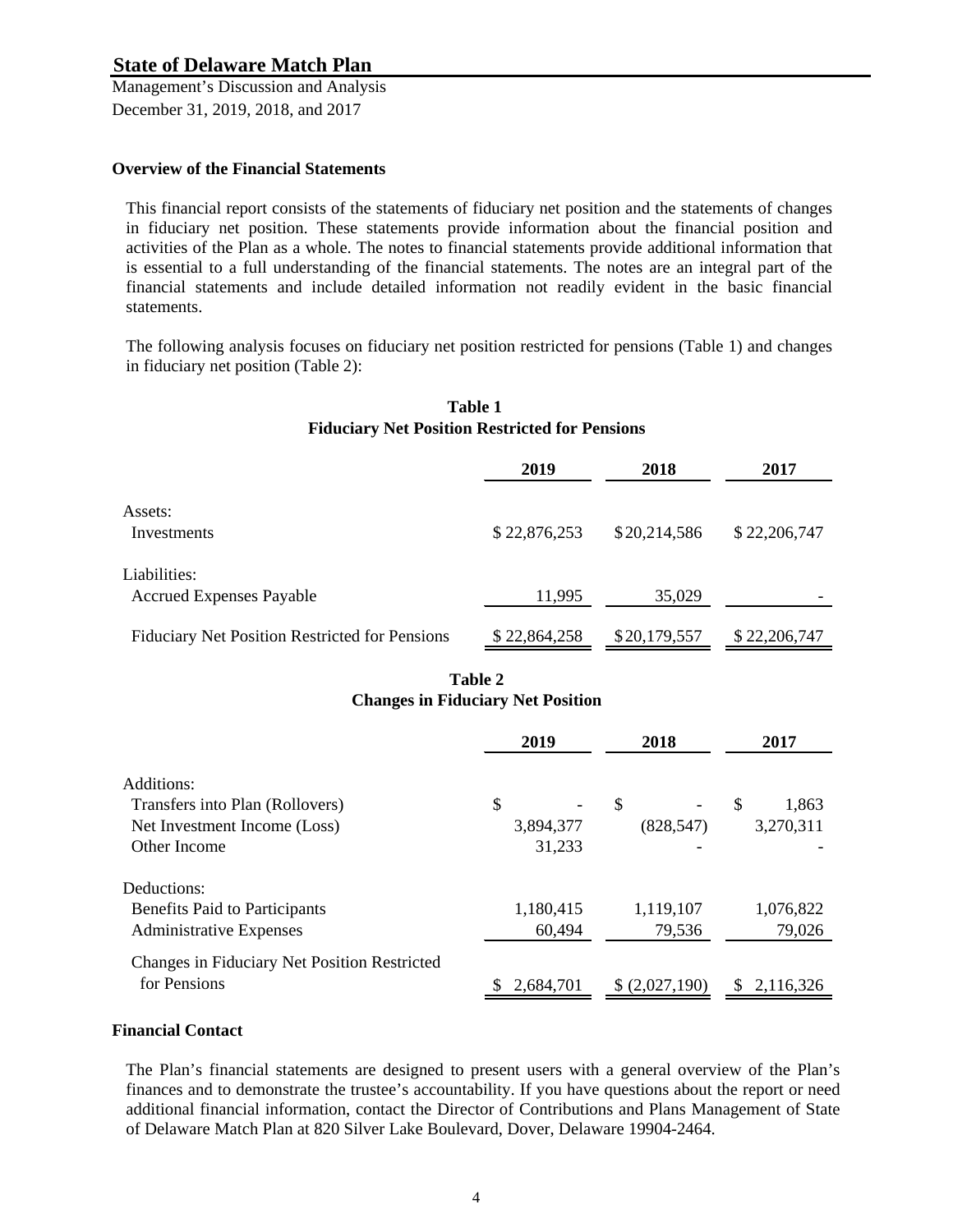# State of Delaware Match Plan

Management's Discussion and Analysis

December 31, 2019, 2018, and 2017

**Overview of the Financial Statements**

This financial report consists of the statements of fiduciary net position and the statements of changes in fiduciary net position. These statements provide information about the financial position and activities of the Plan as a whole. The notes to financial statements provide additional information that is essential to a full understanding of the financial statements. The notes are an integral part of the financial statements and include detailed information not readily evident in the basic financial statements.

The following analysis focuses on fiduciary net position restricted for pensions (Table 1) and changes in fiduciary net position (Table 2):

**Table 1**
**Fiduciary Net Position Restricted for Pensions**

| | 2019 | 2018 | 2017 |
|---|---|---|---|
| Assets: | | | |
| Investments | $ 22,876,253 | $ 20,214,586 | $ 22,206,747 |
| Liabilities: | | | |
| Accrued Expenses Payable | 11,995 | 35,029 | - |
| Fiduciary Net Position Restricted for Pensions | $ 22,864,258 | $ 20,179,557 | $ 22,206,747 |

**Table 2**
**Changes in Fiduciary Net Position**

| | 2019 | 2018 | 2017 |
|---|---|---|---|
| Additions: | | | |
| Transfers into Plan (Rollovers) | $ - | $ - | $ 1,863 |
| Net Investment Income (Loss) | 3,894,377 | (828,547) | 3,270,311 |
| Other Income | 31,233 | - | - |
| Deductions: | | | |
| Benefits Paid to Participants | 1,180,415 | 1,119,107 | 1,076,822 |
| Administrative Expenses | 60,494 | 79,536 | 79,026 |
| Changes in Fiduciary Net Position Restricted for Pensions | $ 2,684,701 | $ (2,027,190) | $ 2,116,326 |

**Financial Contact**

The Plan's financial statements are designed to present users with a general overview of the Plan's finances and to demonstrate the trustee's accountability. If you have questions about the report or need additional financial information, contact the Director of Contributions and Plans Management of State of Delaware Match Plan at 820 Silver Lake Boulevard, Dover, Delaware 19904-2464.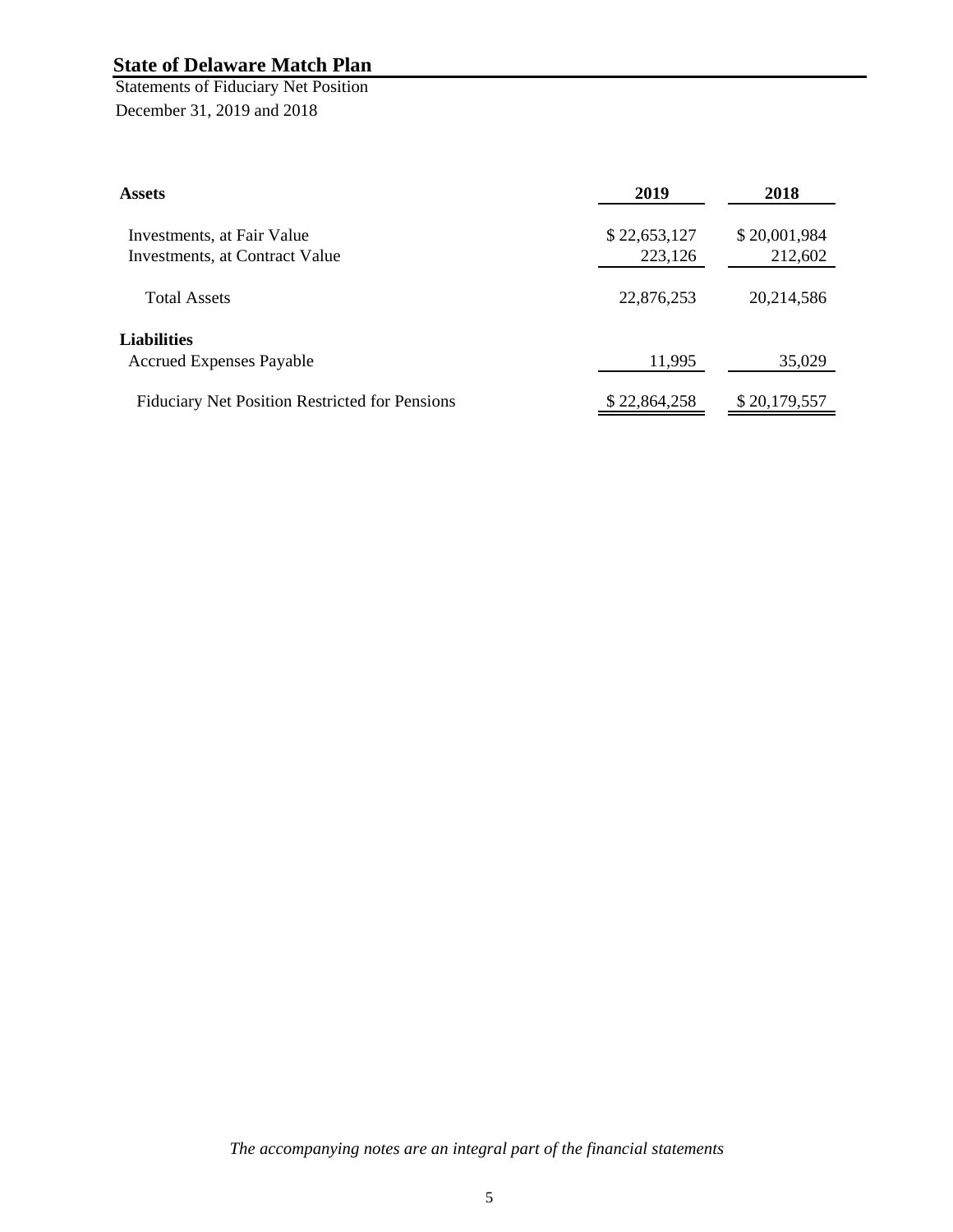# State of Delaware Match Plan

Statements of Fiduciary Net Position

December 31, 2019 and 2018

| **Assets** | **2019** | **2018** |
|---|---|---|
| Investments, at Fair Value | $ 22,653,127 | $ 20,001,984 |
| Investments, at Contract Value | 223,126 | 212,602 |
| Total Assets | 22,876,253 | 20,214,586 |
| **Liabilities** | | |
| Accrued Expenses Payable | 11,995 | 35,029 |
| Fiduciary Net Position Restricted for Pensions | $ 22,864,258 | $ 20,179,557 |

*The accompanying notes are an integral part of the financial statements*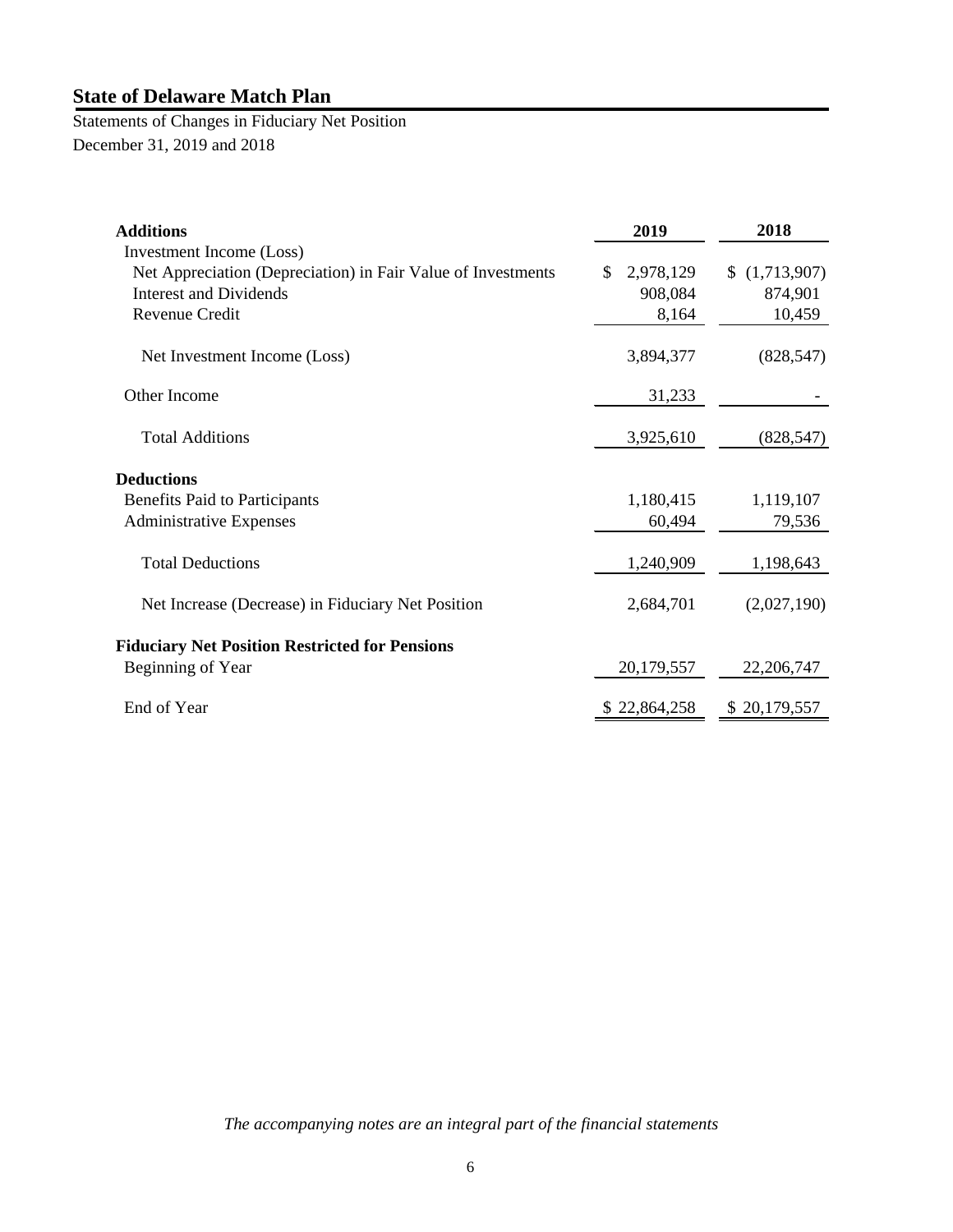# State of Delaware Match Plan

Statements of Changes in Fiduciary Net Position

December 31, 2019 and 2018

| **Additions** | **2019** | **2018** |
|---|---|---|
| Investment Income (Loss) | | |
| Net Appreciation (Depreciation) in Fair Value of Investments | $ 2,978,129 | $ (1,713,907) |
| Interest and Dividends | 908,084 | 874,901 |
| Revenue Credit | 8,164 | 10,459 |
| Net Investment Income (Loss) | 3,894,377 | (828,547) |
| Other Income | 31,233 | - |
| Total Additions | 3,925,610 | (828,547) |
| **Deductions** | | |
| Benefits Paid to Participants | 1,180,415 | 1,119,107 |
| Administrative Expenses | 60,494 | 79,536 |
| Total Deductions | 1,240,909 | 1,198,643 |
| Net Increase (Decrease) in Fiduciary Net Position | 2,684,701 | (2,027,190) |
| **Fiduciary Net Position Restricted for Pensions** | | |
| Beginning of Year | 20,179,557 | 22,206,747 |
| End of Year | $ 22,864,258 | $ 20,179,557 |

*The accompanying notes are an integral part of the financial statements*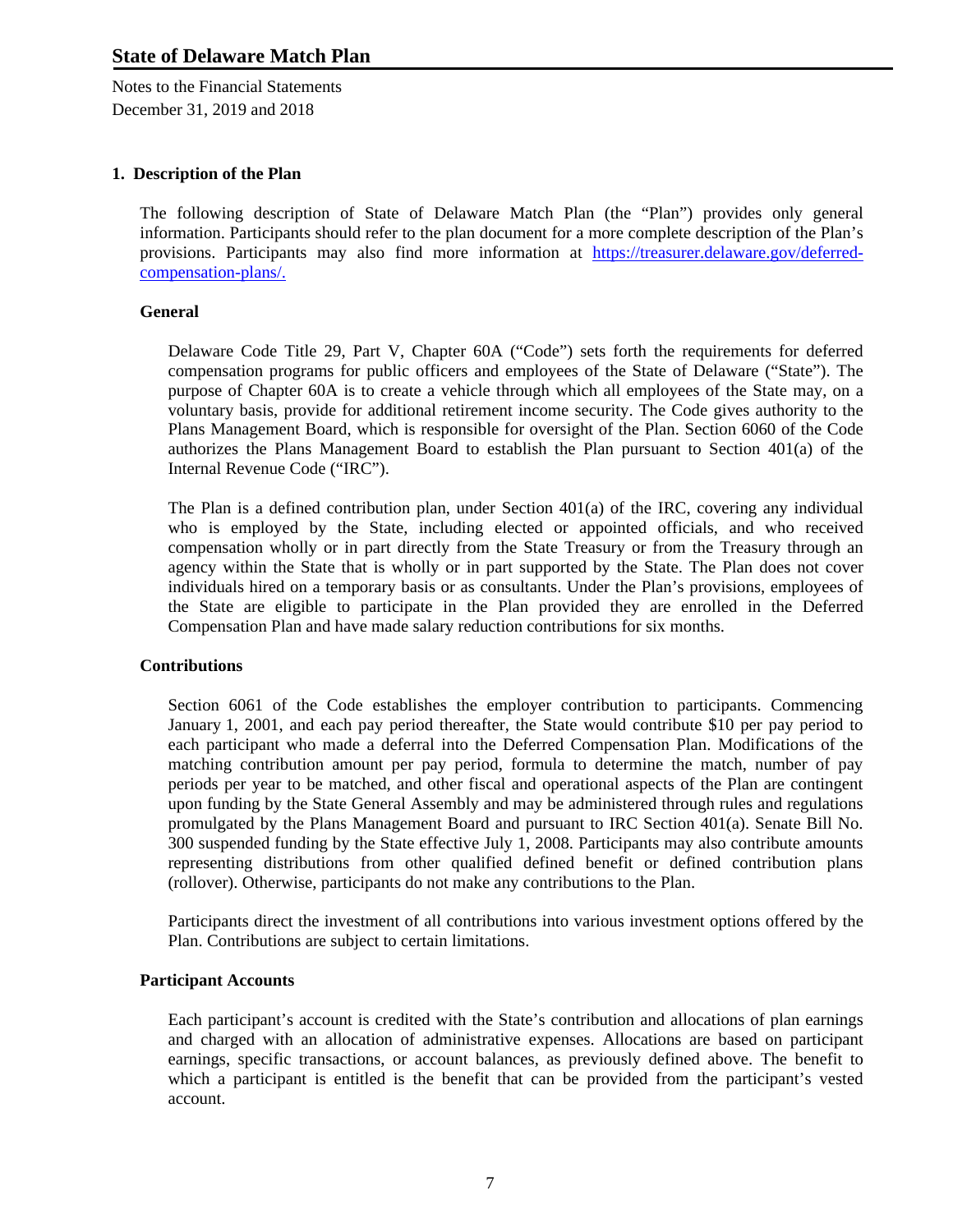## State of Delaware Match Plan

Notes to the Financial Statements
December 31, 2019 and 2018

### 1. Description of the Plan

The following description of State of Delaware Match Plan (the "Plan") provides only general information. Participants should refer to the plan document for a more complete description of the Plan's provisions. Participants may also find more information at [https://treasurer.delaware.gov/deferred-compensation-plans/.](https://treasurer.delaware.gov/deferred-compensation-plans/)

#### General

Delaware Code Title 29, Part V, Chapter 60A ("Code") sets forth the requirements for deferred compensation programs for public officers and employees of the State of Delaware ("State"). The purpose of Chapter 60A is to create a vehicle through which all employees of the State may, on a voluntary basis, provide for additional retirement income security. The Code gives authority to the Plans Management Board, which is responsible for oversight of the Plan. Section 6060 of the Code authorizes the Plans Management Board to establish the Plan pursuant to Section 401(a) of the Internal Revenue Code ("IRC").

The Plan is a defined contribution plan, under Section 401(a) of the IRC, covering any individual who is employed by the State, including elected or appointed officials, and who received compensation wholly or in part directly from the State Treasury or from the Treasury through an agency within the State that is wholly or in part supported by the State. The Plan does not cover individuals hired on a temporary basis or as consultants. Under the Plan's provisions, employees of the State are eligible to participate in the Plan provided they are enrolled in the Deferred Compensation Plan and have made salary reduction contributions for six months.

#### Contributions

Section 6061 of the Code establishes the employer contribution to participants. Commencing January 1, 2001, and each pay period thereafter, the State would contribute $10 per pay period to each participant who made a deferral into the Deferred Compensation Plan. Modifications of the matching contribution amount per pay period, formula to determine the match, number of pay periods per year to be matched, and other fiscal and operational aspects of the Plan are contingent upon funding by the State General Assembly and may be administered through rules and regulations promulgated by the Plans Management Board and pursuant to IRC Section 401(a). Senate Bill No. 300 suspended funding by the State effective July 1, 2008. Participants may also contribute amounts representing distributions from other qualified defined benefit or defined contribution plans (rollover). Otherwise, participants do not make any contributions to the Plan.

Participants direct the investment of all contributions into various investment options offered by the Plan. Contributions are subject to certain limitations.

#### Participant Accounts

Each participant's account is credited with the State's contribution and allocations of plan earnings and charged with an allocation of administrative expenses. Allocations are based on participant earnings, specific transactions, or account balances, as previously defined above. The benefit to which a participant is entitled is the benefit that can be provided from the participant's vested account.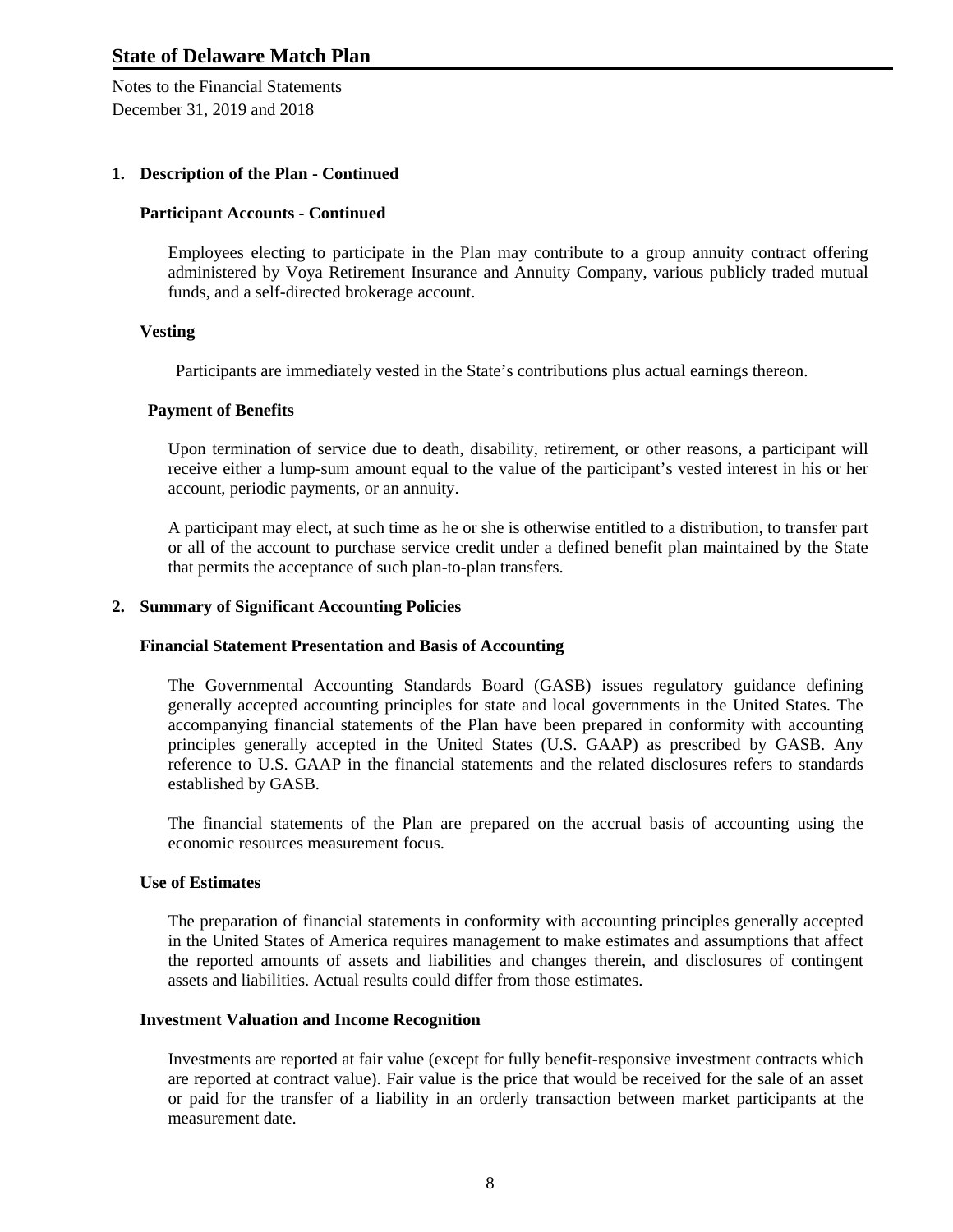## 1. Description of the Plan - Continued

### Participant Accounts - Continued

Employees electing to participate in the Plan may contribute to a group annuity contract offering administered by Voya Retirement Insurance and Annuity Company, various publicly traded mutual funds, and a self-directed brokerage account.

### Vesting

Participants are immediately vested in the State's contributions plus actual earnings thereon.

### Payment of Benefits

Upon termination of service due to death, disability, retirement, or other reasons, a participant will receive either a lump-sum amount equal to the value of the participant's vested interest in his or her account, periodic payments, or an annuity.

A participant may elect, at such time as he or she is otherwise entitled to a distribution, to transfer part or all of the account to purchase service credit under a defined benefit plan maintained by the State that permits the acceptance of such plan-to-plan transfers.

## 2. Summary of Significant Accounting Policies

### Financial Statement Presentation and Basis of Accounting

The Governmental Accounting Standards Board (GASB) issues regulatory guidance defining generally accepted accounting principles for state and local governments in the United States. The accompanying financial statements of the Plan have been prepared in conformity with accounting principles generally accepted in the United States (U.S. GAAP) as prescribed by GASB. Any reference to U.S. GAAP in the financial statements and the related disclosures refers to standards established by GASB.

The financial statements of the Plan are prepared on the accrual basis of accounting using the economic resources measurement focus.

### Use of Estimates

The preparation of financial statements in conformity with accounting principles generally accepted in the United States of America requires management to make estimates and assumptions that affect the reported amounts of assets and liabilities and changes therein, and disclosures of contingent assets and liabilities. Actual results could differ from those estimates.

### Investment Valuation and Income Recognition

Investments are reported at fair value (except for fully benefit-responsive investment contracts which are reported at contract value). Fair value is the price that would be received for the sale of an asset or paid for the transfer of a liability in an orderly transaction between market participants at the measurement date.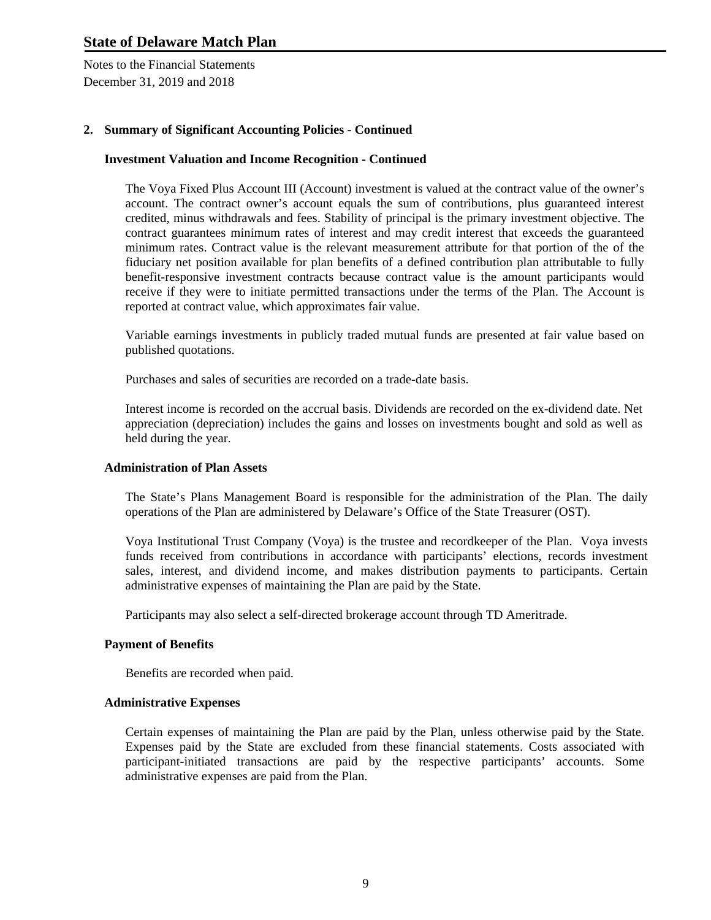## 2. Summary of Significant Accounting Policies - Continued

### Investment Valuation and Income Recognition - Continued

The Voya Fixed Plus Account III (Account) investment is valued at the contract value of the owner's account. The contract owner's account equals the sum of contributions, plus guaranteed interest credited, minus withdrawals and fees. Stability of principal is the primary investment objective. The contract guarantees minimum rates of interest and may credit interest that exceeds the guaranteed minimum rates. Contract value is the relevant measurement attribute for that portion of the of the fiduciary net position available for plan benefits of a defined contribution plan attributable to fully benefit-responsive investment contracts because contract value is the amount participants would receive if they were to initiate permitted transactions under the terms of the Plan. The Account is reported at contract value, which approximates fair value.

Variable earnings investments in publicly traded mutual funds are presented at fair value based on published quotations.

Purchases and sales of securities are recorded on a trade-date basis.

Interest income is recorded on the accrual basis. Dividends are recorded on the ex-dividend date. Net appreciation (depreciation) includes the gains and losses on investments bought and sold as well as held during the year.

### Administration of Plan Assets

The State's Plans Management Board is responsible for the administration of the Plan. The daily operations of the Plan are administered by Delaware's Office of the State Treasurer (OST).

Voya Institutional Trust Company (Voya) is the trustee and recordkeeper of the Plan. Voya invests funds received from contributions in accordance with participants' elections, records investment sales, interest, and dividend income, and makes distribution payments to participants. Certain administrative expenses of maintaining the Plan are paid by the State.

Participants may also select a self-directed brokerage account through TD Ameritrade.

### Payment of Benefits

Benefits are recorded when paid.

### Administrative Expenses

Certain expenses of maintaining the Plan are paid by the Plan, unless otherwise paid by the State. Expenses paid by the State are excluded from these financial statements. Costs associated with participant-initiated transactions are paid by the respective participants' accounts. Some administrative expenses are paid from the Plan.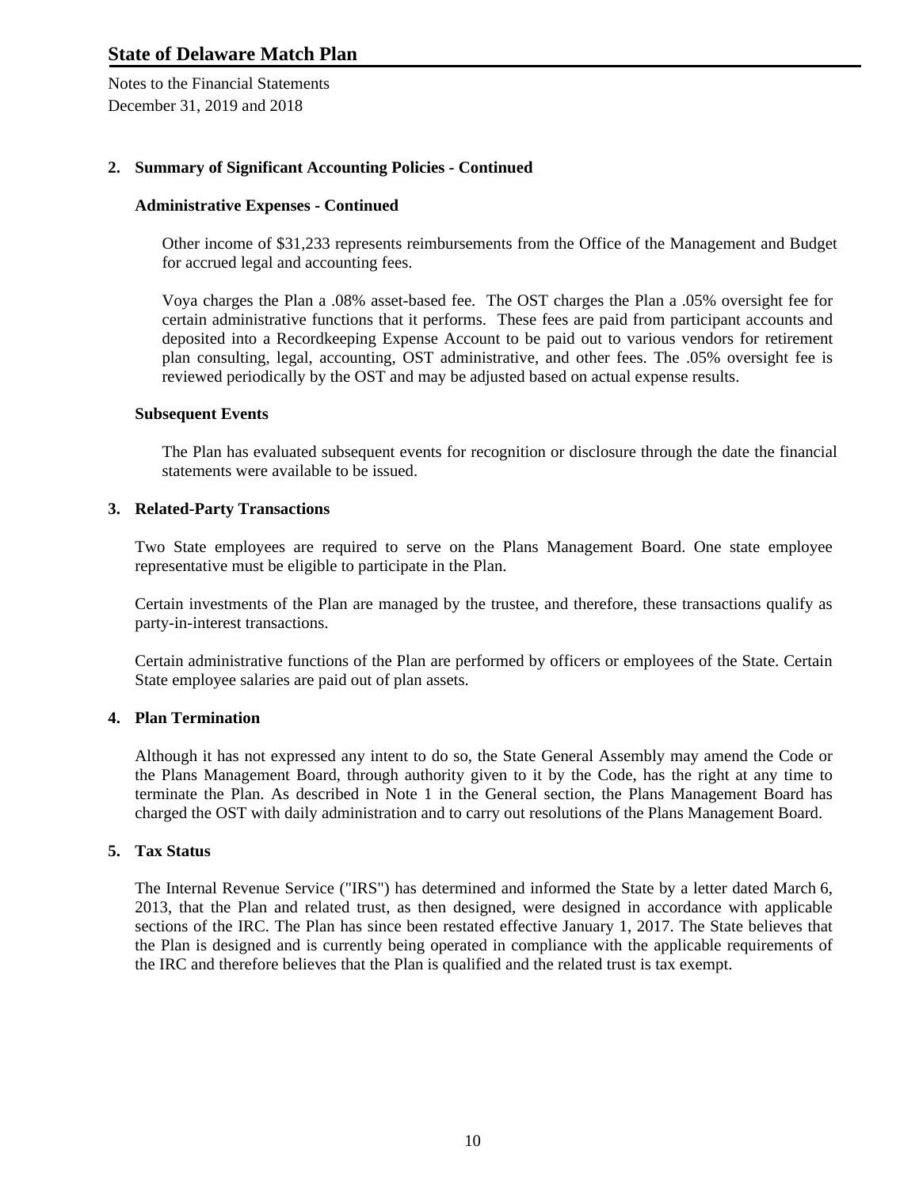## 2. Summary of Significant Accounting Policies - Continued

### Administrative Expenses - Continued

Other income of $31,233 represents reimbursements from the Office of the Management and Budget for accrued legal and accounting fees.

Voya charges the Plan a .08% asset-based fee. The OST charges the Plan a .05% oversight fee for certain administrative functions that it performs. These fees are paid from participant accounts and deposited into a Recordkeeping Expense Account to be paid out to various vendors for retirement plan consulting, legal, accounting, OST administrative, and other fees. The .05% oversight fee is reviewed periodically by the OST and may be adjusted based on actual expense results.

### Subsequent Events

The Plan has evaluated subsequent events for recognition or disclosure through the date the financial statements were available to be issued.

## 3. Related-Party Transactions

Two State employees are required to serve on the Plans Management Board. One state employee representative must be eligible to participate in the Plan.

Certain investments of the Plan are managed by the trustee, and therefore, these transactions qualify as party-in-interest transactions.

Certain administrative functions of the Plan are performed by officers or employees of the State. Certain State employee salaries are paid out of plan assets.

## 4. Plan Termination

Although it has not expressed any intent to do so, the State General Assembly may amend the Code or the Plans Management Board, through authority given to it by the Code, has the right at any time to terminate the Plan. As described in Note 1 in the General section, the Plans Management Board has charged the OST with daily administration and to carry out resolutions of the Plans Management Board.

## 5. Tax Status

The Internal Revenue Service ("IRS") has determined and informed the State by a letter dated March 6, 2013, that the Plan and related trust, as then designed, were designed in accordance with applicable sections of the IRC. The Plan has since been restated effective January 1, 2017. The State believes that the Plan is designed and is currently being operated in compliance with the applicable requirements of the IRC and therefore believes that the Plan is qualified and the related trust is tax exempt.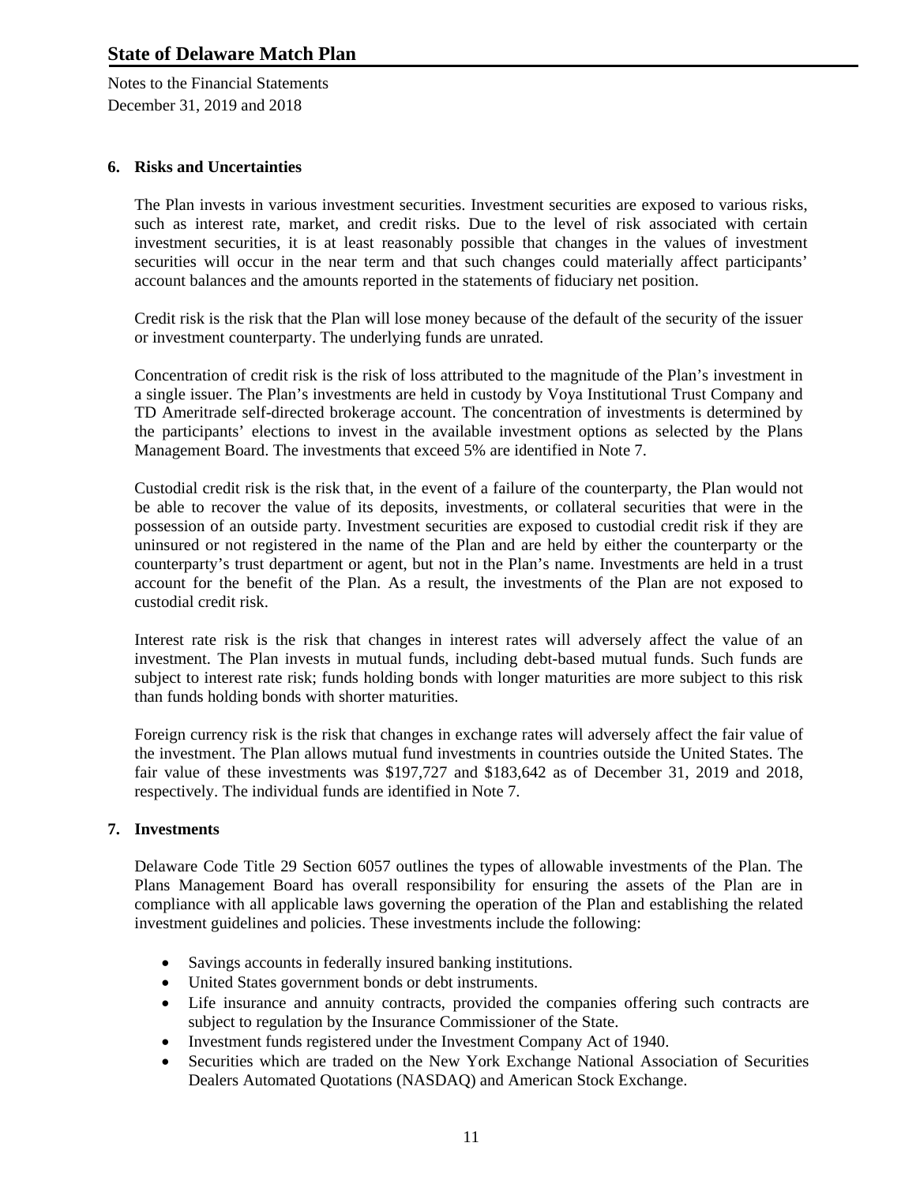## 6. Risks and Uncertainties

The Plan invests in various investment securities. Investment securities are exposed to various risks, such as interest rate, market, and credit risks. Due to the level of risk associated with certain investment securities, it is at least reasonably possible that changes in the values of investment securities will occur in the near term and that such changes could materially affect participants' account balances and the amounts reported in the statements of fiduciary net position.

Credit risk is the risk that the Plan will lose money because of the default of the security of the issuer or investment counterparty. The underlying funds are unrated.

Concentration of credit risk is the risk of loss attributed to the magnitude of the Plan's investment in a single issuer. The Plan's investments are held in custody by Voya Institutional Trust Company and TD Ameritrade self-directed brokerage account. The concentration of investments is determined by the participants' elections to invest in the available investment options as selected by the Plans Management Board. The investments that exceed 5% are identified in Note 7.

Custodial credit risk is the risk that, in the event of a failure of the counterparty, the Plan would not be able to recover the value of its deposits, investments, or collateral securities that were in the possession of an outside party. Investment securities are exposed to custodial credit risk if they are uninsured or not registered in the name of the Plan and are held by either the counterparty or the counterparty's trust department or agent, but not in the Plan's name. Investments are held in a trust account for the benefit of the Plan. As a result, the investments of the Plan are not exposed to custodial credit risk.

Interest rate risk is the risk that changes in interest rates will adversely affect the value of an investment. The Plan invests in mutual funds, including debt-based mutual funds. Such funds are subject to interest rate risk; funds holding bonds with longer maturities are more subject to this risk than funds holding bonds with shorter maturities.

Foreign currency risk is the risk that changes in exchange rates will adversely affect the fair value of the investment. The Plan allows mutual fund investments in countries outside the United States. The fair value of these investments was $197,727 and $183,642 as of December 31, 2019 and 2018, respectively. The individual funds are identified in Note 7.

## 7. Investments

Delaware Code Title 29 Section 6057 outlines the types of allowable investments of the Plan. The Plans Management Board has overall responsibility for ensuring the assets of the Plan are in compliance with all applicable laws governing the operation of the Plan and establishing the related investment guidelines and policies. These investments include the following:

- Savings accounts in federally insured banking institutions.
- United States government bonds or debt instruments.
- Life insurance and annuity contracts, provided the companies offering such contracts are subject to regulation by the Insurance Commissioner of the State.
- Investment funds registered under the Investment Company Act of 1940.
- Securities which are traded on the New York Exchange National Association of Securities Dealers Automated Quotations (NASDAQ) and American Stock Exchange.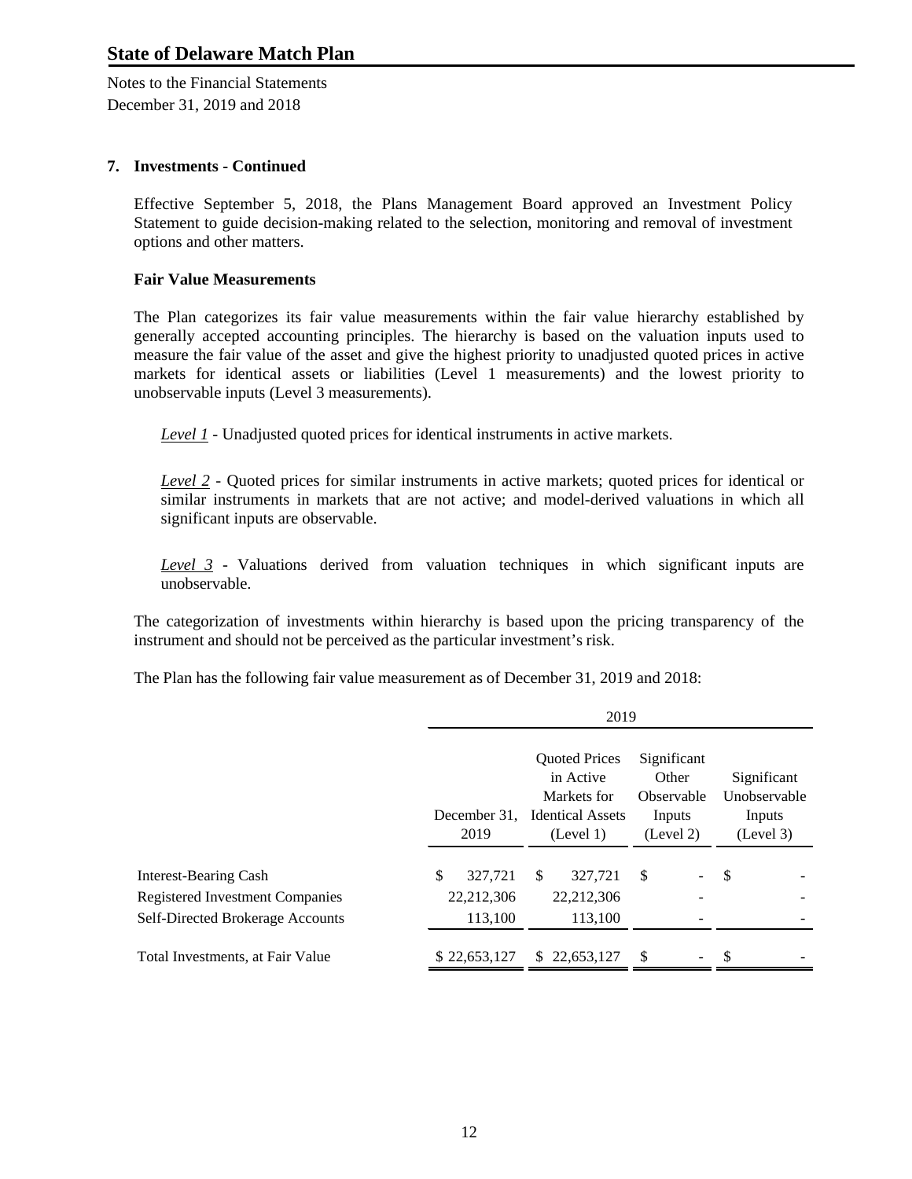**7. Investments - Continued**

Effective September 5, 2018, the Plans Management Board approved an Investment Policy Statement to guide decision-making related to the selection, monitoring and removal of investment options and other matters.

**Fair Value Measurements**

The Plan categorizes its fair value measurements within the fair value hierarchy established by generally accepted accounting principles. The hierarchy is based on the valuation inputs used to measure the fair value of the asset and give the highest priority to unadjusted quoted prices in active markets for identical assets or liabilities (Level 1 measurements) and the lowest priority to unobservable inputs (Level 3 measurements).

*Level 1* - Unadjusted quoted prices for identical instruments in active markets.

*Level 2* - Quoted prices for similar instruments in active markets; quoted prices for identical or similar instruments in markets that are not active; and model-derived valuations in which all significant inputs are observable.

*Level 3* - Valuations derived from valuation techniques in which significant inputs are unobservable.

The categorization of investments within hierarchy is based upon the pricing transparency of the instrument and should not be perceived as the particular investment's risk.

The Plan has the following fair value measurement as of December 31, 2019 and 2018:

| | 2019 | | | |
|---|---|---|---|---|
| | December 31, 2019 | Quoted Prices in Active Markets for Identical Assets (Level 1) | Significant Other Observable Inputs (Level 2) | Significant Unobservable Inputs (Level 3) |
| Interest-Bearing Cash | $ 327,721 | $ 327,721 | $ - | $ - |
| Registered Investment Companies | 22,212,306 | 22,212,306 | - | - |
| Self-Directed Brokerage Accounts | 113,100 | 113,100 | - | - |
| Total Investments, at Fair Value | $ 22,653,127 | $ 22,653,127 | $ - | $ - |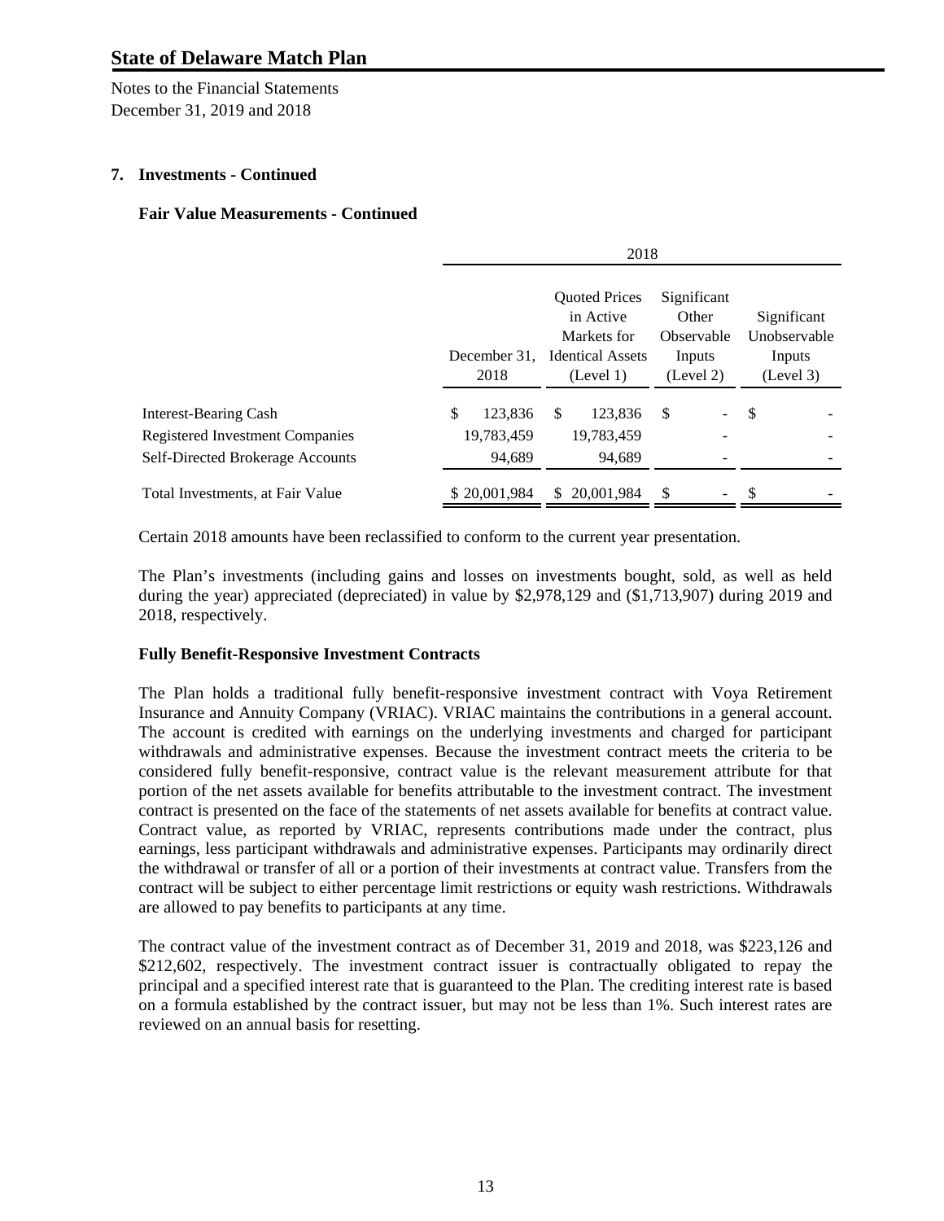# State of Delaware Match Plan

Notes to the Financial Statements
December 31, 2019 and 2018

## 7. Investments - Continued

### Fair Value Measurements - Continued

| | 2018 | | | |
|---|---|---|---|---|
| | December 31, 2018 | Quoted Prices in Active Markets for Identical Assets (Level 1) | Significant Other Observable Inputs (Level 2) | Significant Unobservable Inputs (Level 3) |
| Interest-Bearing Cash | $ 123,836 | $ 123,836 | $ - | $ - |
| Registered Investment Companies | 19,783,459 | 19,783,459 | - | - |
| Self-Directed Brokerage Accounts | 94,689 | 94,689 | - | - |
| Total Investments, at Fair Value | $ 20,001,984 | $ 20,001,984 | $ - | $ - |

Certain 2018 amounts have been reclassified to conform to the current year presentation.

The Plan's investments (including gains and losses on investments bought, sold, as well as held during the year) appreciated (depreciated) in value by $2,978,129 and ($1,713,907) during 2019 and 2018, respectively.

### Fully Benefit-Responsive Investment Contracts

The Plan holds a traditional fully benefit-responsive investment contract with Voya Retirement Insurance and Annuity Company (VRIAC). VRIAC maintains the contributions in a general account. The account is credited with earnings on the underlying investments and charged for participant withdrawals and administrative expenses. Because the investment contract meets the criteria to be considered fully benefit-responsive, contract value is the relevant measurement attribute for that portion of the net assets available for benefits attributable to the investment contract. The investment contract is presented on the face of the statements of net assets available for benefits at contract value. Contract value, as reported by VRIAC, represents contributions made under the contract, plus earnings, less participant withdrawals and administrative expenses. Participants may ordinarily direct the withdrawal or transfer of all or a portion of their investments at contract value. Transfers from the contract will be subject to either percentage limit restrictions or equity wash restrictions. Withdrawals are allowed to pay benefits to participants at any time.

The contract value of the investment contract as of December 31, 2019 and 2018, was $223,126 and $212,602, respectively. The investment contract issuer is contractually obligated to repay the principal and a specified interest rate that is guaranteed to the Plan. The crediting interest rate is based on a formula established by the contract issuer, but may not be less than 1%. Such interest rates are reviewed on an annual basis for resetting.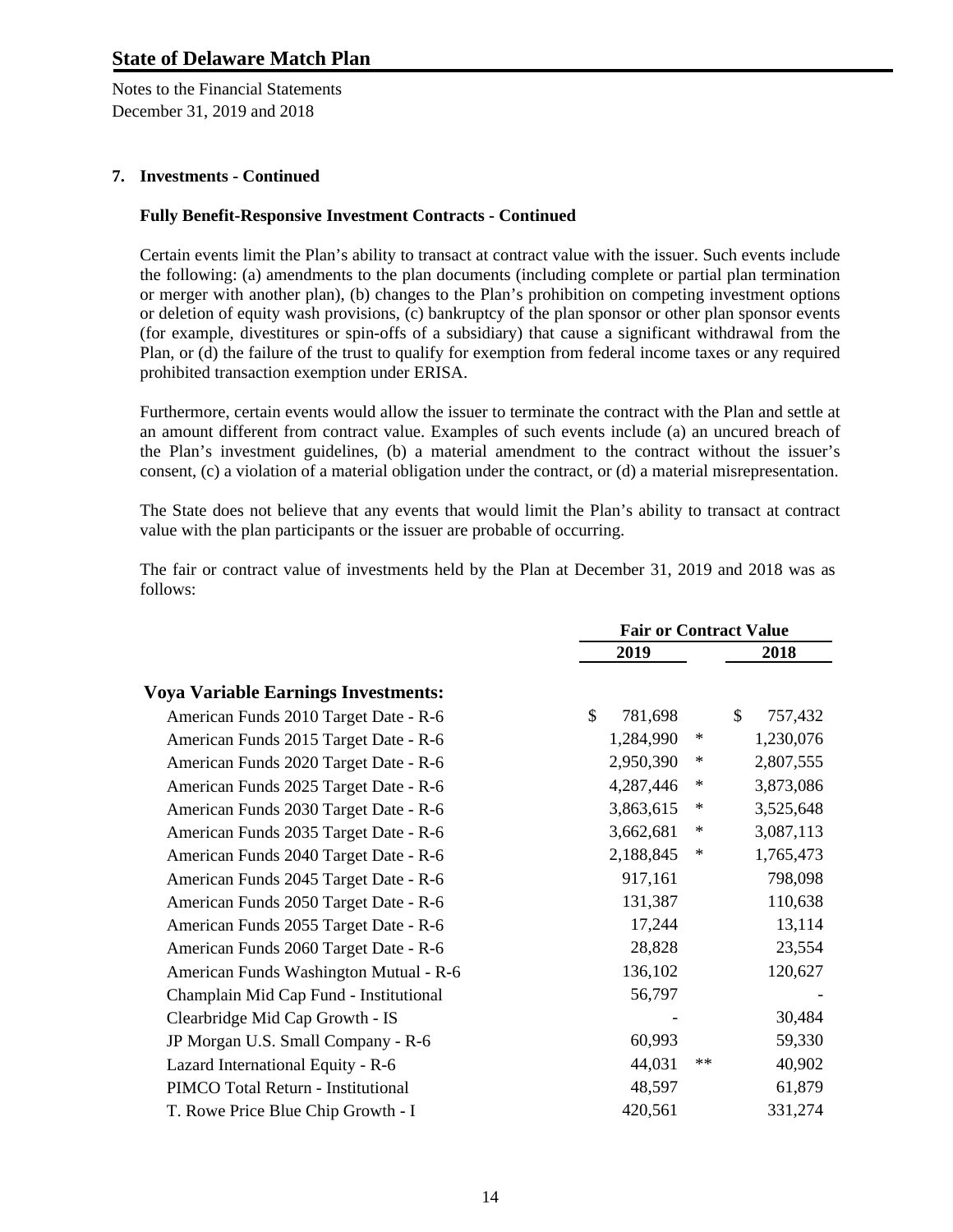**State of Delaware Match Plan**

Notes to the Financial Statements
December 31, 2019 and 2018

**7. Investments - Continued**

**Fully Benefit-Responsive Investment Contracts - Continued**

Certain events limit the Plan's ability to transact at contract value with the issuer. Such events include the following: (a) amendments to the plan documents (including complete or partial plan termination or merger with another plan), (b) changes to the Plan's prohibition on competing investment options or deletion of equity wash provisions, (c) bankruptcy of the plan sponsor or other plan sponsor events (for example, divestitures or spin-offs of a subsidiary) that cause a significant withdrawal from the Plan, or (d) the failure of the trust to qualify for exemption from federal income taxes or any required prohibited transaction exemption under ERISA.

Furthermore, certain events would allow the issuer to terminate the contract with the Plan and settle at an amount different from contract value. Examples of such events include (a) an uncured breach of the Plan's investment guidelines, (b) a material amendment to the contract without the issuer's consent, (c) a violation of a material obligation under the contract, or (d) a material misrepresentation.

The State does not believe that any events that would limit the Plan's ability to transact at contract value with the plan participants or the issuer are probable of occurring.

The fair or contract value of investments held by the Plan at December 31, 2019 and 2018 was as follows:

| | Fair or Contract Value | | |
|---|---|---|---|
| | 2019 | | 2018 |
| **Voya Variable Earnings Investments:** | | | |
| American Funds 2010 Target Date - R-6 | $ 781,698 | | $ 757,432 |
| American Funds 2015 Target Date - R-6 | 1,284,990 | * | 1,230,076 |
| American Funds 2020 Target Date - R-6 | 2,950,390 | * | 2,807,555 |
| American Funds 2025 Target Date - R-6 | 4,287,446 | * | 3,873,086 |
| American Funds 2030 Target Date - R-6 | 3,863,615 | * | 3,525,648 |
| American Funds 2035 Target Date - R-6 | 3,662,681 | * | 3,087,113 |
| American Funds 2040 Target Date - R-6 | 2,188,845 | * | 1,765,473 |
| American Funds 2045 Target Date - R-6 | 917,161 | | 798,098 |
| American Funds 2050 Target Date - R-6 | 131,387 | | 110,638 |
| American Funds 2055 Target Date - R-6 | 17,244 | | 13,114 |
| American Funds 2060 Target Date - R-6 | 28,828 | | 23,554 |
| American Funds Washington Mutual - R-6 | 136,102 | | 120,627 |
| Champlain Mid Cap Fund - Institutional | 56,797 | | - |
| Clearbridge Mid Cap Growth - IS | - | | 30,484 |
| JP Morgan U.S. Small Company - R-6 | 60,993 | | 59,330 |
| Lazard International Equity - R-6 | 44,031 | ** | 40,902 |
| PIMCO Total Return - Institutional | 48,597 | | 61,879 |
| T. Rowe Price Blue Chip Growth - I | 420,561 | | 331,274 |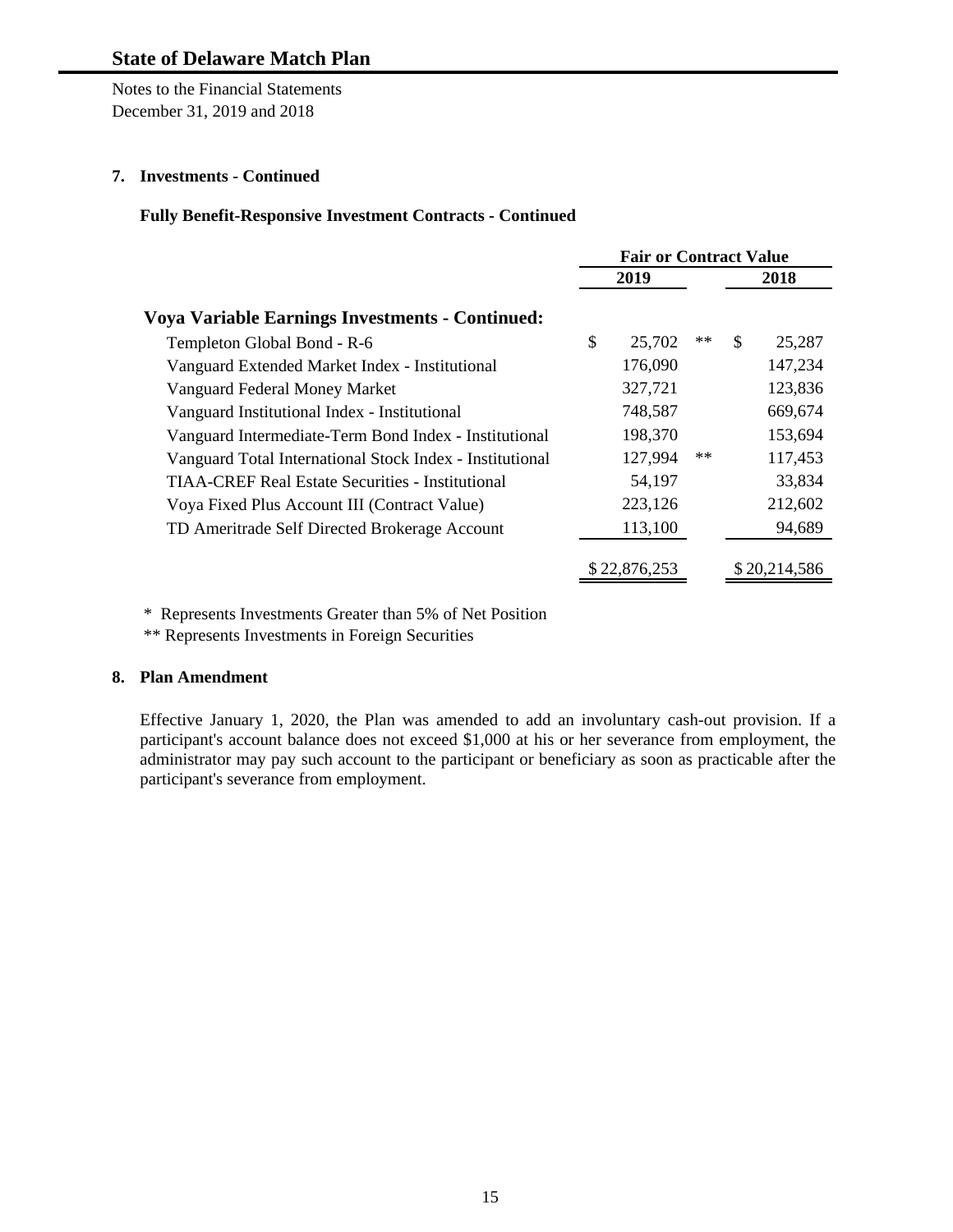# State of Delaware Match Plan

Notes to the Financial Statements
December 31, 2019 and 2018

## 7. Investments - Continued

### Fully Benefit-Responsive Investment Contracts - Continued

| | Fair or Contract Value | | |
|---|---|---|---|
| | 2019 | | 2018 |
| **Voya Variable Earnings Investments - Continued:** | | | |
| Templeton Global Bond - R-6 | $ 25,702 | ** | $ 25,287 |
| Vanguard Extended Market Index - Institutional | 176,090 | | 147,234 |
| Vanguard Federal Money Market | 327,721 | | 123,836 |
| Vanguard Institutional Index - Institutional | 748,587 | | 669,674 |
| Vanguard Intermediate-Term Bond Index - Institutional | 198,370 | | 153,694 |
| Vanguard Total International Stock Index - Institutional | 127,994 | ** | 117,453 |
| TIAA-CREF Real Estate Securities - Institutional | 54,197 | | 33,834 |
| Voya Fixed Plus Account III (Contract Value) | 223,126 | | 212,602 |
| TD Ameritrade Self Directed Brokerage Account | 113,100 | | 94,689 |
| | $ 22,876,253 | | $ 20,214,586 |

\* Represents Investments Greater than 5% of Net Position

** Represents Investments in Foreign Securities

## 8. Plan Amendment

Effective January 1, 2020, the Plan was amended to add an involuntary cash-out provision. If a participant's account balance does not exceed $1,000 at his or her severance from employment, the administrator may pay such account to the participant or beneficiary as soon as practicable after the participant's severance from employment.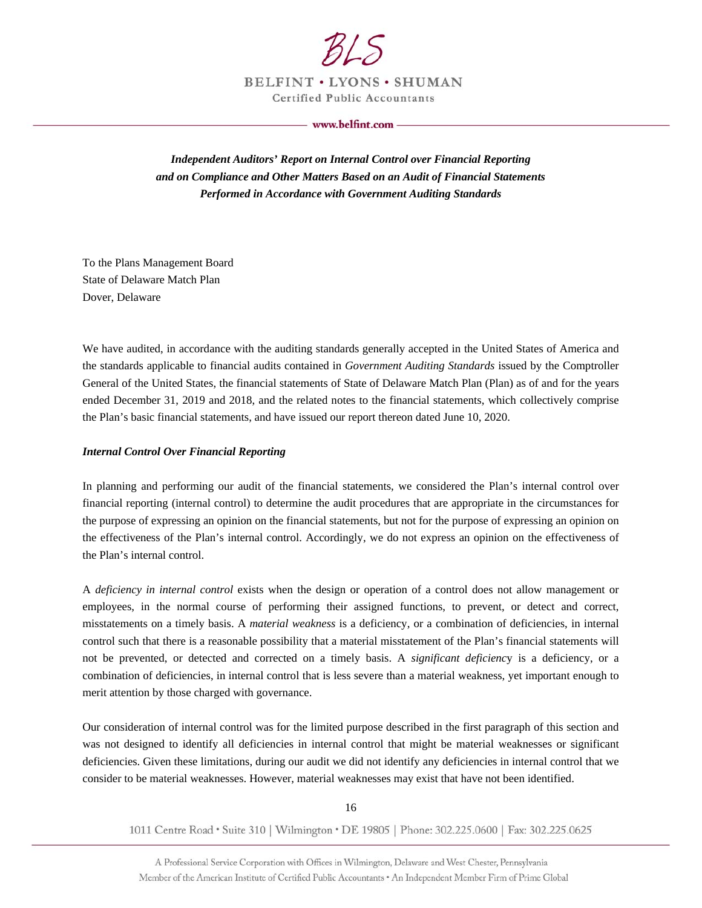BLS

BELFINT • LYONS • SHUMAN

Certified Public Accountants

www.belfint.com

***Independent Auditors' Report on Internal Control over Financial Reporting and on Compliance and Other Matters Based on an Audit of Financial Statements Performed in Accordance with Government Auditing Standards***

To the Plans Management Board
State of Delaware Match Plan
Dover, Delaware

We have audited, in accordance with the auditing standards generally accepted in the United States of America and the standards applicable to financial audits contained in *Government Auditing Standards* issued by the Comptroller General of the United States, the financial statements of State of Delaware Match Plan (Plan) as of and for the years ended December 31, 2019 and 2018, and the related notes to the financial statements, which collectively comprise the Plan's basic financial statements, and have issued our report thereon dated June 10, 2020.

***Internal Control Over Financial Reporting***

In planning and performing our audit of the financial statements, we considered the Plan's internal control over financial reporting (internal control) to determine the audit procedures that are appropriate in the circumstances for the purpose of expressing an opinion on the financial statements, but not for the purpose of expressing an opinion on the effectiveness of the Plan's internal control. Accordingly, we do not express an opinion on the effectiveness of the Plan's internal control.

A *deficiency in internal control* exists when the design or operation of a control does not allow management or employees, in the normal course of performing their assigned functions, to prevent, or detect and correct, misstatements on a timely basis. A *material weakness* is a deficiency, or a combination of deficiencies, in internal control such that there is a reasonable possibility that a material misstatement of the Plan's financial statements will not be prevented, or detected and corrected on a timely basis. A *significant deficiency* is a deficiency, or a combination of deficiencies, in internal control that is less severe than a material weakness, yet important enough to merit attention by those charged with governance.

Our consideration of internal control was for the limited purpose described in the first paragraph of this section and was not designed to identify all deficiencies in internal control that might be material weaknesses or significant deficiencies. Given these limitations, during our audit we did not identify any deficiencies in internal control that we consider to be material weaknesses. However, material weaknesses may exist that have not been identified.

1011 Centre Road • Suite 310 | Wilmington • DE 19805 | Phone: 302.225.0600 | Fax: 302.225.0625

A Professional Service Corporation with Offices in Wilmington, Delaware and West Chester, Pennsylvania
Member of the American Institute of Certified Public Accountants • An Independent Member Firm of Prime Global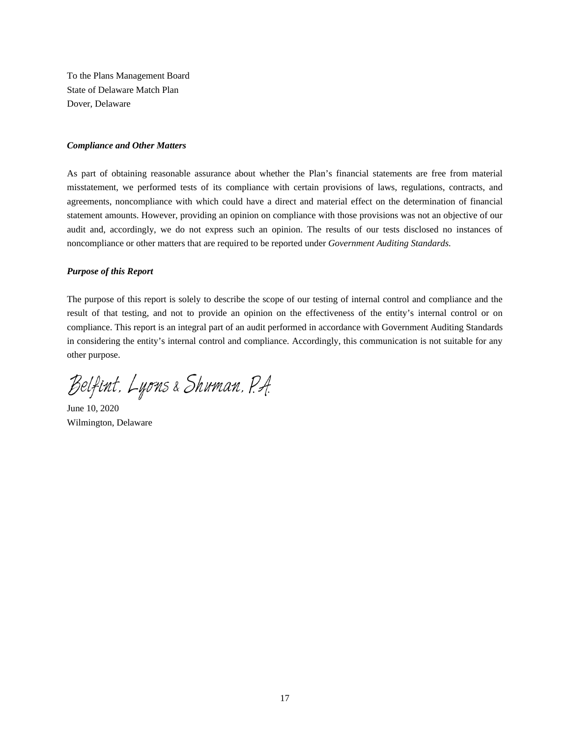To the Plans Management Board
State of Delaware Match Plan
Dover, Delaware

***Compliance and Other Matters***

As part of obtaining reasonable assurance about whether the Plan's financial statements are free from material misstatement, we performed tests of its compliance with certain provisions of laws, regulations, contracts, and agreements, noncompliance with which could have a direct and material effect on the determination of financial statement amounts. However, providing an opinion on compliance with those provisions was not an objective of our audit and, accordingly, we do not express such an opinion. The results of our tests disclosed no instances of noncompliance or other matters that are required to be reported under *Government Auditing Standards.*

***Purpose of this Report***

The purpose of this report is solely to describe the scope of our testing of internal control and compliance and the result of that testing, and not to provide an opinion on the effectiveness of the entity's internal control or on compliance. This report is an integral part of an audit performed in accordance with Government Auditing Standards in considering the entity's internal control and compliance. Accordingly, this communication is not suitable for any other purpose.

Belfint, Lyons & Shuman, P.A.

June 10, 2020
Wilmington, Delaware